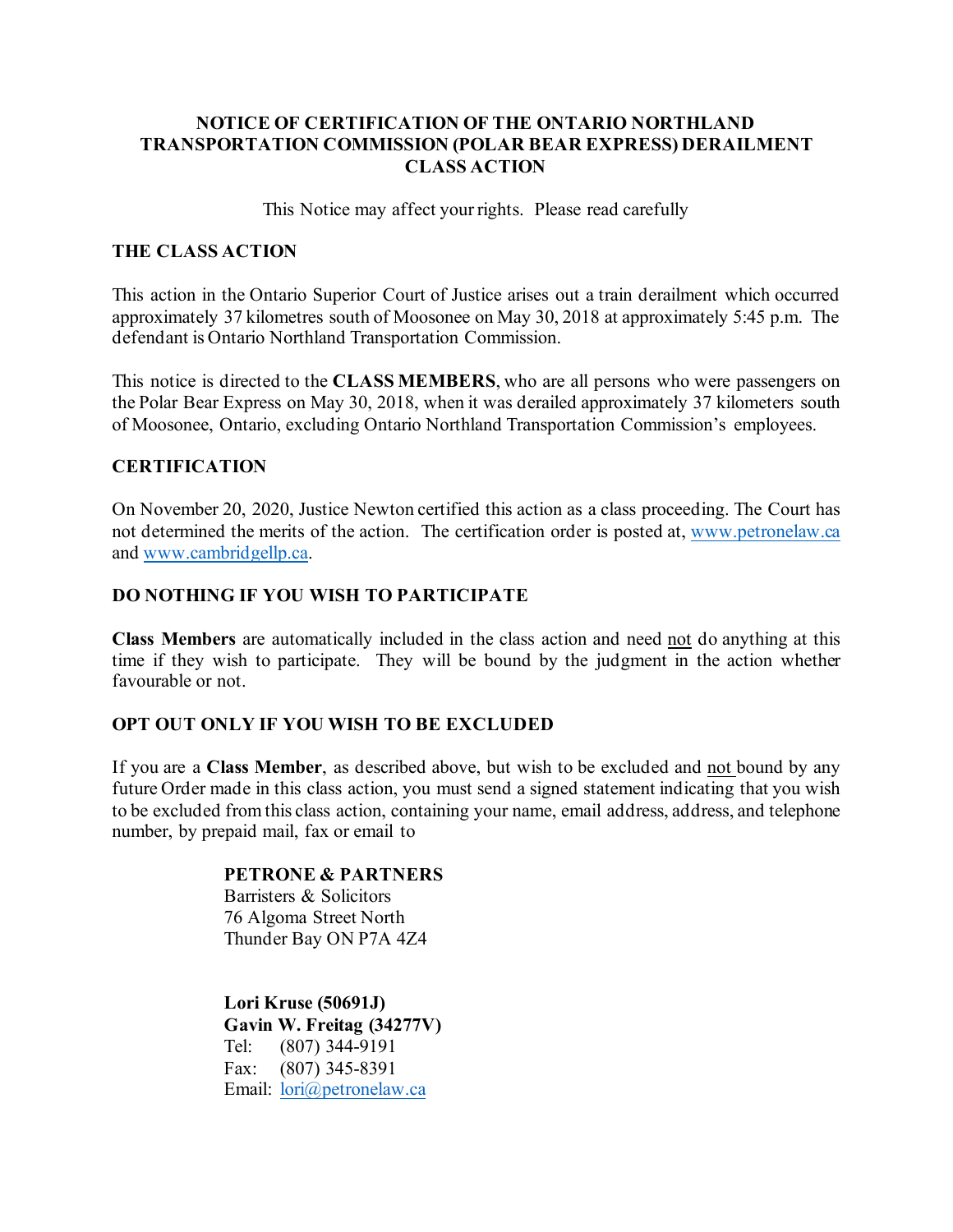# NOTICE OF CERTIFICATION OF THE ONTARIO NORTHLAND TRANSPORTATION COMMISSION (POLAR BEAR EXPRESS) DERAILMENT CLASS ACTION

This Notice may affect your rights. Please read carefully

## THE CLASS ACTION

This action in the Ontario Superior Court of Justice arises out a train derailment which occurred approximately 37 kilometres south of Moosonee on May 30, 2018 at approximately 5:45 p.m. The defendant is Ontario Northland Transportation Commission.

This notice is directed to the **CLASS MEMBERS**, who are all persons who were passengers on the Polar Bear Express on May 30, 2018, when it was derailed approximately 37 kilometers south of Moosonee, Ontario, excluding Ontario Northland Transportation Commission's employees.

## CERTIFICATION

On November 20, 2020, Justice Newton certified this action as a class proceeding. The Court has not determined the merits of the action. The certification order is posted at, www.petronelaw.ca and www.cambridgellp.ca.

## DO NOTHING IF YOU WISH TO PARTICIPATE

**Class Members** are automatically included in the class action and need not do anything at this time if they wish to participate. They will be bound by the judgment in the action whether favourable or not.

## OPT OUT ONLY IF YOU WISH TO BE EXCLUDED

If you are a **Class Member**, as described above, but wish to be excluded and not bound by any future Order made in this class action, you must send a signed statement indicating that you wish to be excluded from this class action, containing your name, email address, address, and telephone number, by prepaid mail, fax or email to

**PETRONE & PARTNERS**
Barristers & Solicitors
76 Algoma Street North
Thunder Bay ON P7A 4Z4

**Lori Kruse (50691J)**
**Gavin W. Freitag (34277V)**
Tel: (807) 344-9191
Fax: (807) 345-8391
Email: lori@petronelaw.ca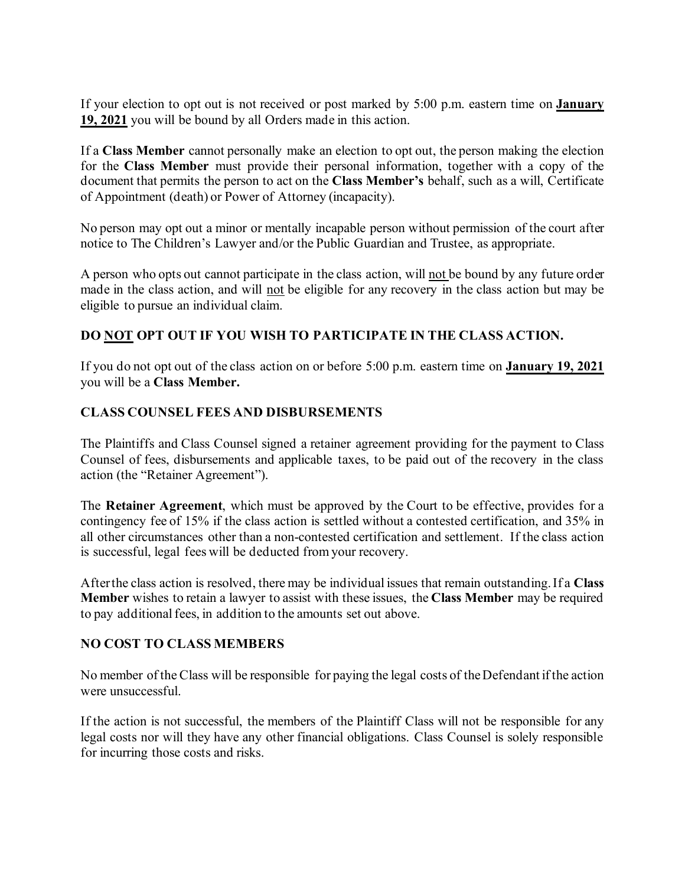If your election to opt out is not received or post marked by 5:00 p.m. eastern time on **<u>January 19, 2021</u>** you will be bound by all Orders made in this action.

If a **Class Member** cannot personally make an election to opt out, the person making the election for the **Class Member** must provide their personal information, together with a copy of the document that permits the person to act on the **Class Member's** behalf, such as a will, Certificate of Appointment (death) or Power of Attorney (incapacity).

No person may opt out a minor or mentally incapable person without permission of the court after notice to The Children's Lawyer and/or the Public Guardian and Trustee, as appropriate.

A person who opts out cannot participate in the class action, will <u>not</u> be bound by any future order made in the class action, and will <u>not</u> be eligible for any recovery in the class action but may be eligible to pursue an individual claim.

**DO <u>NOT</u> OPT OUT IF YOU WISH TO PARTICIPATE IN THE CLASS ACTION.**

If you do not opt out of the class action on or before 5:00 p.m. eastern time on **<u>January 19, 2021</u>** you will be a **Class Member.**

## CLASS COUNSEL FEES AND DISBURSEMENTS

The Plaintiffs and Class Counsel signed a retainer agreement providing for the payment to Class Counsel of fees, disbursements and applicable taxes, to be paid out of the recovery in the class action (the "Retainer Agreement").

The **Retainer Agreement**, which must be approved by the Court to be effective, provides for a contingency fee of 15% if the class action is settled without a contested certification, and 35% in all other circumstances other than a non-contested certification and settlement. If the class action is successful, legal fees will be deducted from your recovery.

After the class action is resolved, there may be individual issues that remain outstanding. If a **Class Member** wishes to retain a lawyer to assist with these issues, the **Class Member** may be required to pay additional fees, in addition to the amounts set out above.

## NO COST TO CLASS MEMBERS

No member of the Class will be responsible for paying the legal costs of the Defendant if the action were unsuccessful.

If the action is not successful, the members of the Plaintiff Class will not be responsible for any legal costs nor will they have any other financial obligations. Class Counsel is solely responsible for incurring those costs and risks.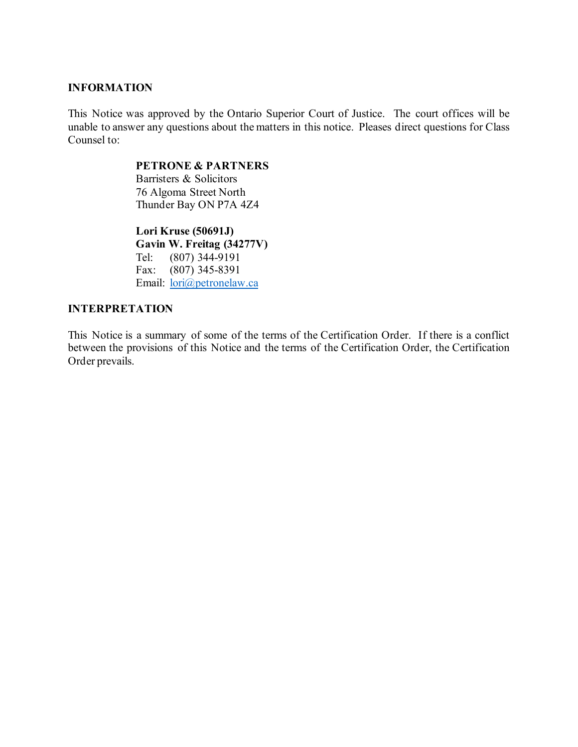## INFORMATION

This Notice was approved by the Ontario Superior Court of Justice. The court offices will be unable to answer any questions about the matters in this notice. Pleases direct questions for Class Counsel to:

**PETRONE & PARTNERS**
Barristers & Solicitors
76 Algoma Street North
Thunder Bay ON P7A 4Z4

**Lori Kruse (50691J)**
**Gavin W. Freitag (34277V)**
Tel: (807) 344-9191
Fax: (807) 345-8391
Email: lori@petronelaw.ca

## INTERPRETATION

This Notice is a summary of some of the terms of the Certification Order. If there is a conflict between the provisions of this Notice and the terms of the Certification Order, the Certification Order prevails.